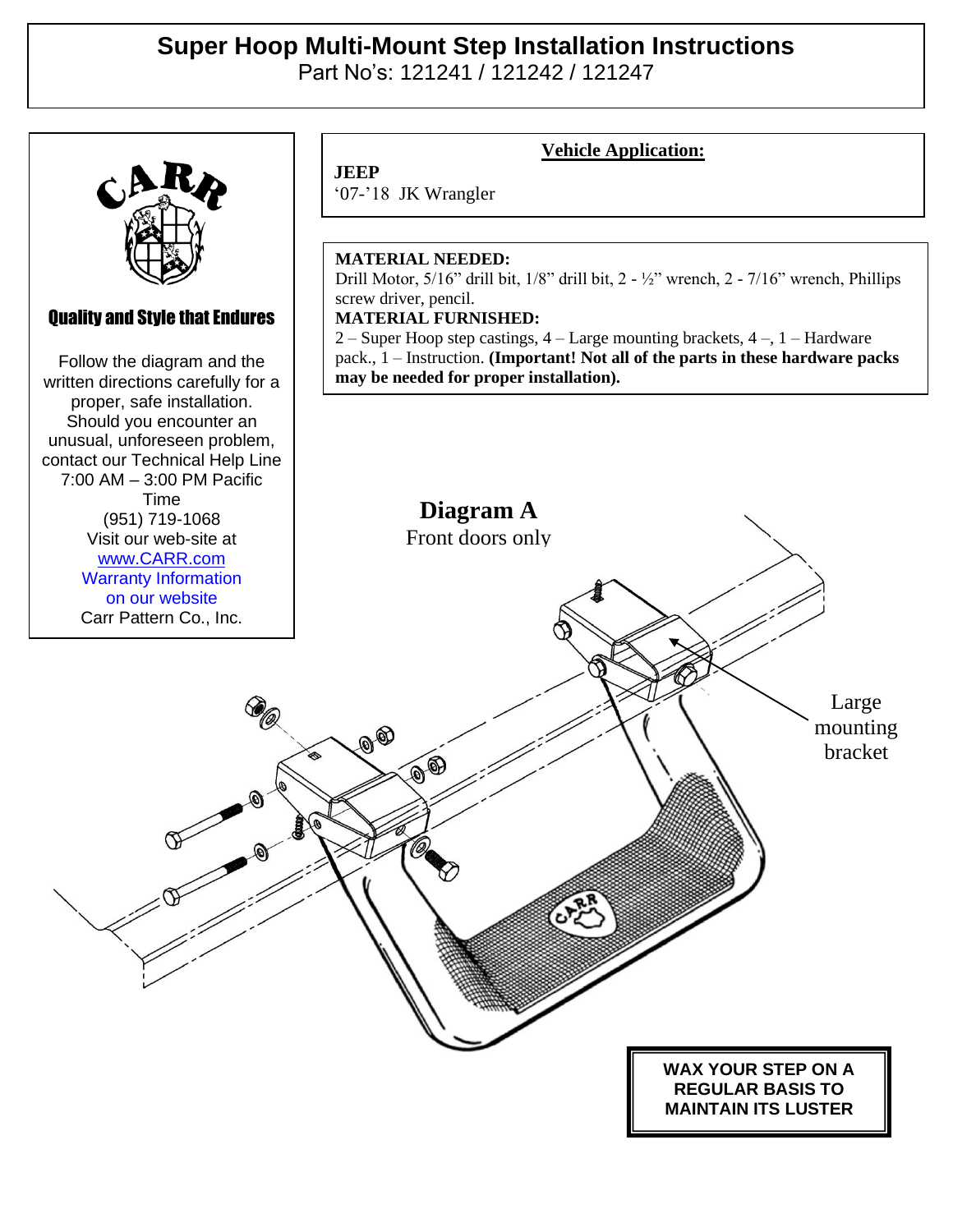# Super Hoop Multi-Mount Step Installation Instructions

Part No's: 121241 / 121242 / 121247

CARR

**Quality and Style that Endures**

Follow the diagram and the written directions carefully for a proper, safe installation. Should you encounter an unusual, unforeseen problem, contact our Technical Help Line 7:00 AM – 3:00 PM Pacific Time
(951) 719-1068
Visit our web-site at
www.CARR.com
Warranty Information on our website
Carr Pattern Co., Inc.

**Vehicle Application:**

**JEEP**
'07-'18 JK Wrangler

**MATERIAL NEEDED:**
Drill Motor, 5/16" drill bit, 1/8" drill bit, 2 - ½" wrench, 2 - 7/16" wrench, Phillips screw driver, pencil.

**MATERIAL FURNISHED:**
2 – Super Hoop step castings, 4 – Large mounting brackets, 4 –, 1 – Hardware pack., 1 – Instruction. **(Important! Not all of the parts in these hardware packs may be needed for proper installation).**

**Diagram A**

Front doors only

Large mounting bracket

**WAX YOUR STEP ON A REGULAR BASIS TO MAINTAIN ITS LUSTER**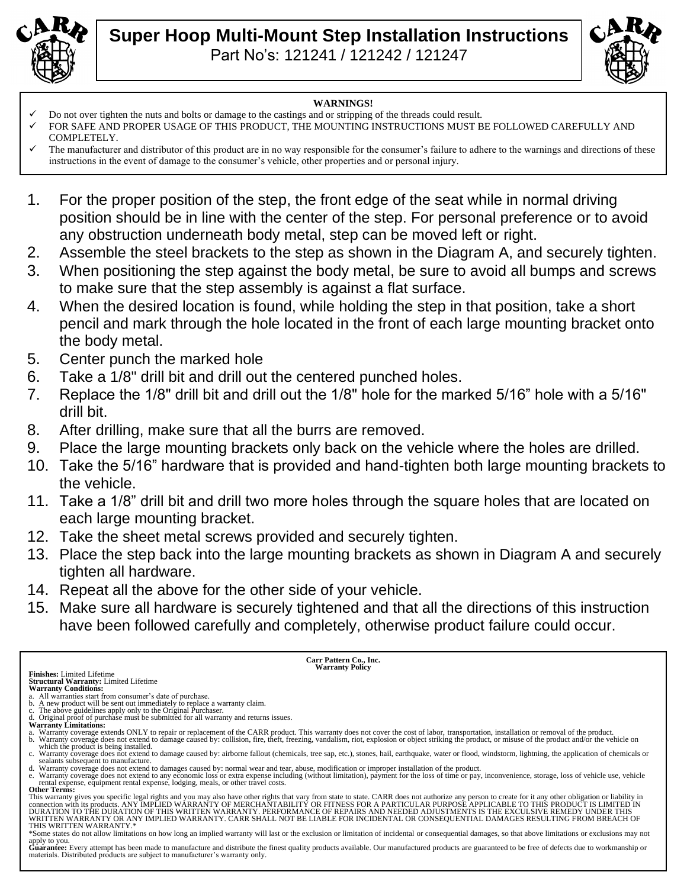# Super Hoop Multi-Mount Step Installation Instructions

Part No's: 121241 / 121242 / 121247

**WARNINGS!**

- ✓ Do not over tighten the nuts and bolts or damage to the castings and or stripping of the threads could result.
- ✓ FOR SAFE AND PROPER USAGE OF THIS PRODUCT, THE MOUNTING INSTRUCTIONS MUST BE FOLLOWED CAREFULLY AND COMPLETELY.
- ✓ The manufacturer and distributor of this product are in no way responsible for the consumer's failure to adhere to the warnings and directions of these instructions in the event of damage to the consumer's vehicle, other properties and or personal injury.

1. For the proper position of the step, the front edge of the seat while in normal driving position should be in line with the center of the step. For personal preference or to avoid any obstruction underneath body metal, step can be moved left or right.
2. Assemble the steel brackets to the step as shown in the Diagram A, and securely tighten.
3. When positioning the step against the body metal, be sure to avoid all bumps and screws to make sure that the step assembly is against a flat surface.
4. When the desired location is found, while holding the step in that position, take a short pencil and mark through the hole located in the front of each large mounting bracket onto the body metal.
5. Center punch the marked hole
6. Take a 1/8" drill bit and drill out the centered punched holes.
7. Replace the 1/8" drill bit and drill out the 1/8" hole for the marked 5/16" hole with a 5/16" drill bit.
8. After drilling, make sure that all the burrs are removed.
9. Place the large mounting brackets only back on the vehicle where the holes are drilled.
10. Take the 5/16" hardware that is provided and hand-tighten both large mounting brackets to the vehicle.
11. Take a 1/8" drill bit and drill two more holes through the square holes that are located on each large mounting bracket.
12. Take the sheet metal screws provided and securely tighten.
13. Place the step back into the large mounting brackets as shown in Diagram A and securely tighten all hardware.
14. Repeat all the above for the other side of your vehicle.
15. Make sure all hardware is securely tightened and that all the directions of this instruction have been followed carefully and completely, otherwise product failure could occur.

**Carr Pattern Co., Inc.**
**Warranty Policy**

**Finishes:** Limited Lifetime
**Structural Warranty:** Limited Lifetime
**Warranty Conditions:**

a. All warranties start from consumer's date of purchase.
b. A new product will be sent out immediately to replace a warranty claim.
c. The above guidelines apply only to the Original Purchaser.
d. Original proof of purchase must be submitted for all warranty and returns issues.

**Warranty Limitations:**

a. Warranty coverage extends ONLY to repair or replacement of the CARR product. This warranty does not cover the cost of labor, transportation, installation or removal of the product.
b. Warranty coverage does not extend to damage caused by: collision, fire, theft, freezing, vandalism, riot, explosion or object striking the product, or misuse of the product and/or the vehicle on which the product is being installed.
c. Warranty coverage does not extend to damage caused by: airborne fallout (chemicals, tree sap, etc.), stones, hail, earthquake, water or flood, windstorm, lightning, the application of chemicals or sealants subsequent to manufacture.
d. Warranty coverage does not extend to damages caused by: normal wear and tear, abuse, modification or improper installation of the product.
e. Warranty coverage does not extend to any economic loss or extra expense including (without limitation), payment for the loss of time or pay, inconvenience, storage, loss of vehicle use, vehicle rental expense, equipment rental expense, lodging, meals, or other travel costs.

**Other Terms:**
This warranty gives you specific legal rights and you may also have other rights that vary from state to state. CARR does not authorize any person to create for it any other obligation or liability in connection with its products. ANY IMPLIED WARRANTY OF MERCHANTABILITY OR FITNESS FOR A PARTICULAR PURPOSE APPLICABLE TO THIS PRODUCT IS LIMITED IN DURATION TO THE DURATION OF THIS WRITTEN WARRANTY. PERFORMANCE OF REPAIRS AND NEEDED ADJUSTMENTS IS THE EXCULSIVE REMEDY UNDER THIS WRITTEN WARRANTY OR ANY IMPLIED WARRANTY. CARR SHALL NOT BE LIABLE FOR INCIDENTAL OR CONSEQUENTIAL DAMAGES RESULTING FROM BREACH OF THIS WRITTEN WARRANTY.*
*Some states do not allow limitations on how long an implied warranty will last or the exclusion or limitation of incidental or consequential damages, so that above limitations or exclusions may not apply to you.
**Guarantee:** Every attempt has been made to manufacture and distribute the finest quality products available. Our manufactured products are guaranteed to be free of defects due to workmanship or materials. Distributed products are subject to manufacturer's warranty only.